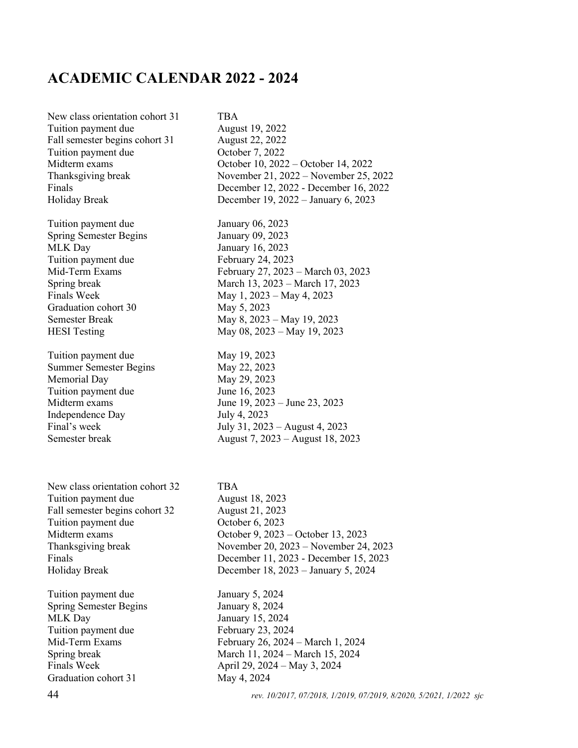# ACADEMIC CALENDAR 2022 - 2024

| | |
|---|---|
| New class orientation cohort 31 | TBA |
| Tuition payment due | August 19, 2022 |
| Fall semester begins cohort 31 | August 22, 2022 |
| Tuition payment due | October 7, 2022 |
| Midterm exams | October 10, 2022 – October 14, 2022 |
| Thanksgiving break | November 21, 2022 – November 25, 2022 |
| Finals | December 12, 2022 - December 16, 2022 |
| Holiday Break | December 19, 2022 – January 6, 2023 |
| | |
| Tuition payment due | January 06, 2023 |
| Spring Semester Begins | January 09, 2023 |
| MLK Day | January 16, 2023 |
| Tuition payment due | February 24, 2023 |
| Mid-Term Exams | February 27, 2023 – March 03, 2023 |
| Spring break | March 13, 2023 – March 17, 2023 |
| Finals Week | May 1, 2023 – May 4, 2023 |
| Graduation cohort 30 | May 5, 2023 |
| Semester Break | May 8, 2023 – May 19, 2023 |
| HESI Testing | May 08, 2023 – May 19, 2023 |
| | |
| Tuition payment due | May 19, 2023 |
| Summer Semester Begins | May 22, 2023 |
| Memorial Day | May 29, 2023 |
| Tuition payment due | June 16, 2023 |
| Midterm exams | June 19, 2023 – June 23, 2023 |
| Independence Day | July 4, 2023 |
| Final's week | July 31, 2023 – August 4, 2023 |
| Semester break | August 7, 2023 – August 18, 2023 |
| | |
| New class orientation cohort 32 | TBA |
| Tuition payment due | August 18, 2023 |
| Fall semester begins cohort 32 | August 21, 2023 |
| Tuition payment due | October 6, 2023 |
| Midterm exams | October 9, 2023 – October 13, 2023 |
| Thanksgiving break | November 20, 2023 – November 24, 2023 |
| Finals | December 11, 2023 - December 15, 2023 |
| Holiday Break | December 18, 2023 – January 5, 2024 |
| | |
| Tuition payment due | January 5, 2024 |
| Spring Semester Begins | January 8, 2024 |
| MLK Day | January 15, 2024 |
| Tuition payment due | February 23, 2024 |
| Mid-Term Exams | February 26, 2024 – March 1, 2024 |
| Spring break | March 11, 2024 – March 15, 2024 |
| Finals Week | April 29, 2024 – May 3, 2024 |
| Graduation cohort 31 | May 4, 2024 |

*rev. 10/2017, 07/2018, 1/2019, 07/2019, 8/2020, 5/2021, 1/2022 sjc*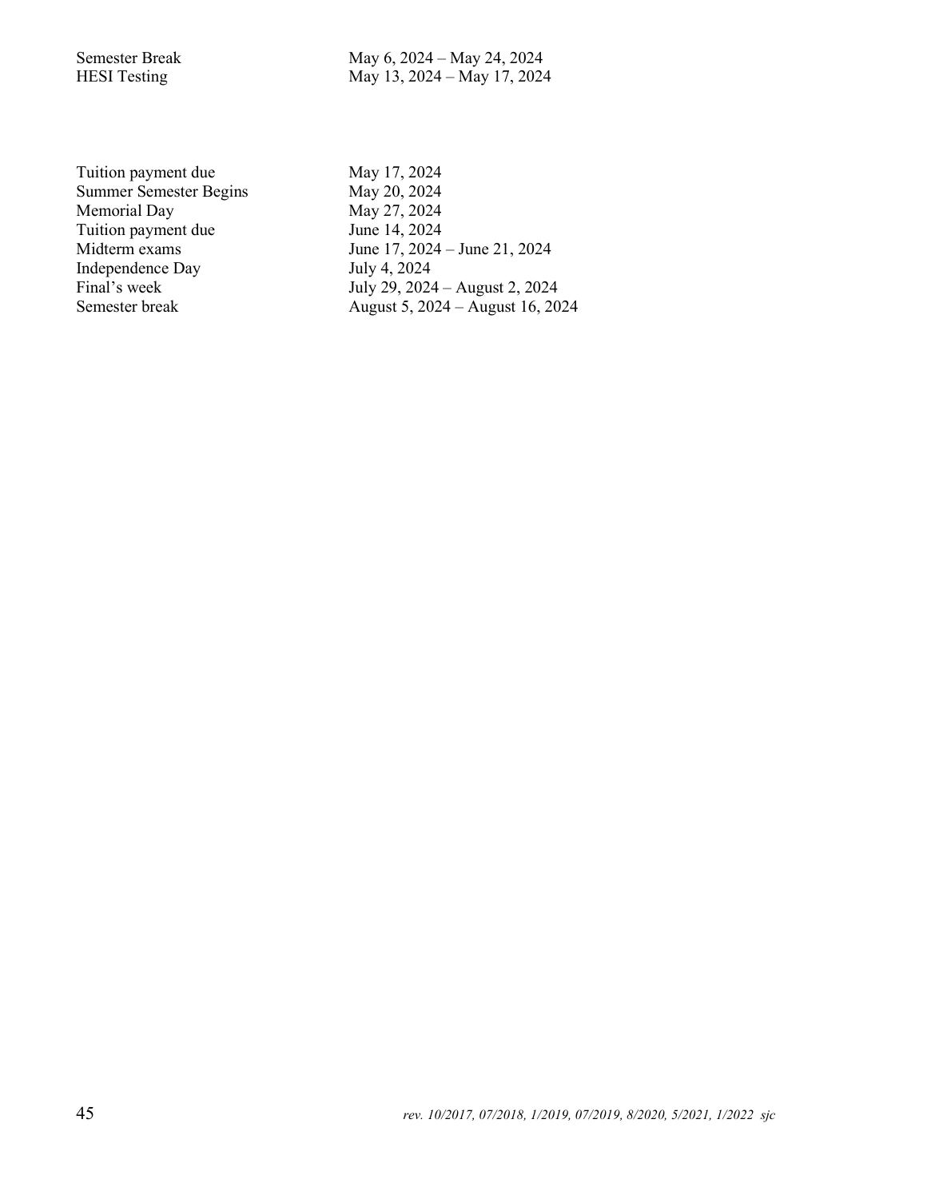| | |
|---|---|
| Semester Break | May 6, 2024 – May 24, 2024 |
| HESI Testing | May 13, 2024 – May 17, 2024 |

| | |
|---|---|
| Tuition payment due | May 17, 2024 |
| Summer Semester Begins | May 20, 2024 |
| Memorial Day | May 27, 2024 |
| Tuition payment due | June 14, 2024 |
| Midterm exams | June 17, 2024 – June 21, 2024 |
| Independence Day | July 4, 2024 |
| Final's week | July 29, 2024 – August 2, 2024 |
| Semester break | August 5, 2024 – August 16, 2024 |

*rev. 10/2017, 07/2018, 1/2019, 07/2019, 8/2020, 5/2021, 1/2022 sjc*